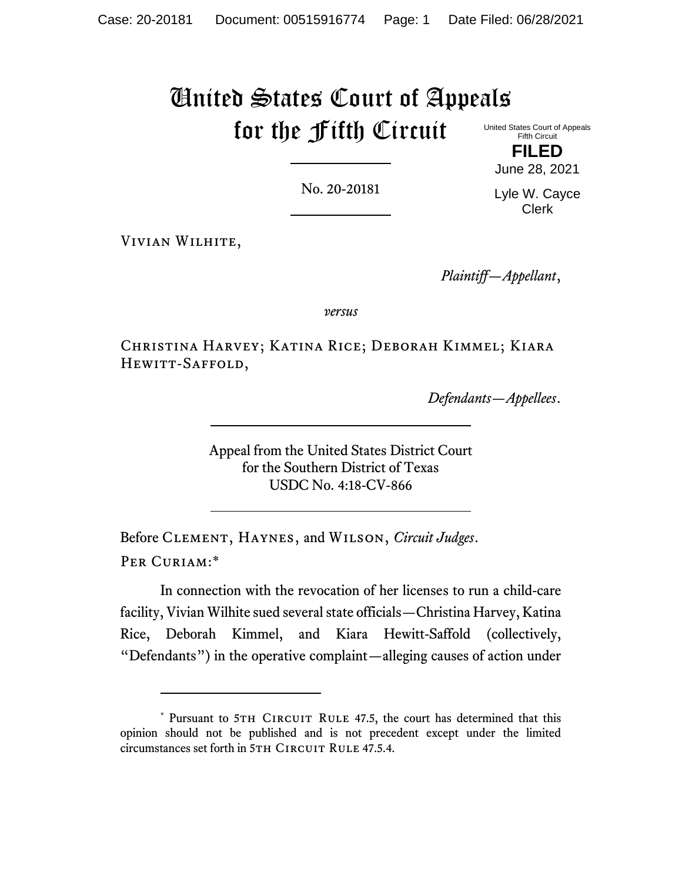# United States Court of Appeals for the Fifth Circuit

United States Court of Appeals
Fifth Circuit

**FILED**

June 28, 2021

Lyle W. Cayce
Clerk

No. 20-20181

Vivian Wilhite,

*Plaintiff—Appellant*,

*versus*

Christina Harvey; Katina Rice; Deborah Kimmel; Kiara Hewitt-Saffold,

*Defendants—Appellees*.

Appeal from the United States District Court
for the Southern District of Texas
USDC No. 4:18-CV-866

Before Clement, Haynes, and Wilson, *Circuit Judges*.

Per Curiam:*

In connection with the revocation of her licenses to run a child-care facility, Vivian Wilhite sued several state officials—Christina Harvey, Katina Rice, Deborah Kimmel, and Kiara Hewitt-Saffold (collectively, "Defendants") in the operative complaint—alleging causes of action under

---

* Pursuant to 5th Circuit Rule 47.5, the court has determined that this opinion should not be published and is not precedent except under the limited circumstances set forth in 5th Circuit Rule 47.5.4.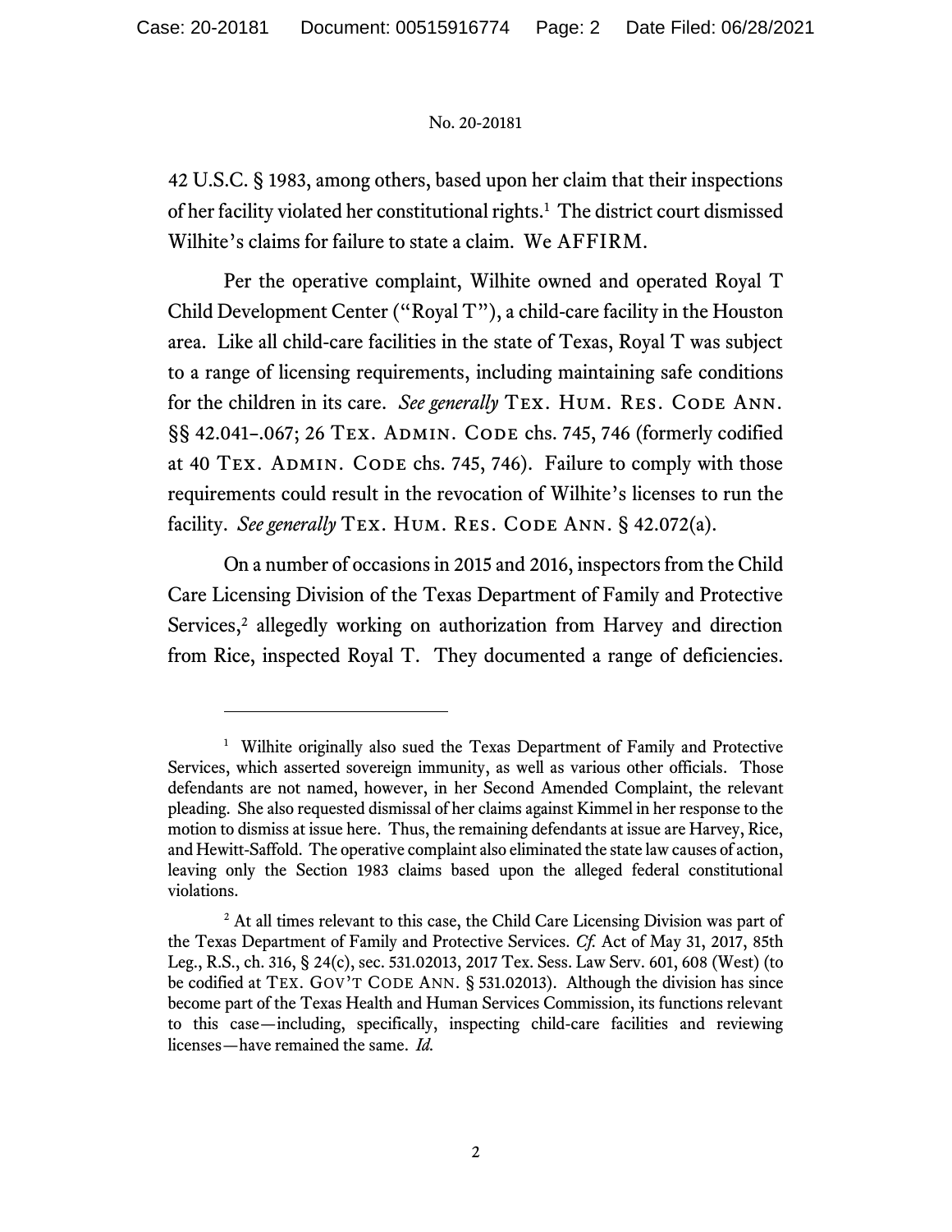42 U.S.C. § 1983, among others, based upon her claim that their inspections of her facility violated her constitutional rights.[1] The district court dismissed Wilhite's claims for failure to state a claim. We AFFIRM.

Per the operative complaint, Wilhite owned and operated Royal T Child Development Center ("Royal T"), a child-care facility in the Houston area. Like all child-care facilities in the state of Texas, Royal T was subject to a range of licensing requirements, including maintaining safe conditions for the children in its care. *See generally* TEX. HUM. RES. CODE ANN. §§ 42.041–.067; 26 TEX. ADMIN. CODE chs. 745, 746 (formerly codified at 40 TEX. ADMIN. CODE chs. 745, 746). Failure to comply with those requirements could result in the revocation of Wilhite's licenses to run the facility. *See generally* TEX. HUM. RES. CODE ANN. § 42.072(a).

On a number of occasions in 2015 and 2016, inspectors from the Child Care Licensing Division of the Texas Department of Family and Protective Services,[2] allegedly working on authorization from Harvey and direction from Rice, inspected Royal T. They documented a range of deficiencies.

---

[1] Wilhite originally also sued the Texas Department of Family and Protective Services, which asserted sovereign immunity, as well as various other officials. Those defendants are not named, however, in her Second Amended Complaint, the relevant pleading. She also requested dismissal of her claims against Kimmel in her response to the motion to dismiss at issue here. Thus, the remaining defendants at issue are Harvey, Rice, and Hewitt-Saffold. The operative complaint also eliminated the state law causes of action, leaving only the Section 1983 claims based upon the alleged federal constitutional violations.

[2] At all times relevant to this case, the Child Care Licensing Division was part of the Texas Department of Family and Protective Services. *Cf.* Act of May 31, 2017, 85th Leg., R.S., ch. 316, § 24(c), sec. 531.02013, 2017 Tex. Sess. Law Serv. 601, 608 (West) (to be codified at TEX. GOV'T CODE ANN. § 531.02013). Although the division has since become part of the Texas Health and Human Services Commission, its functions relevant to this case—including, specifically, inspecting child-care facilities and reviewing licenses—have remained the same. *Id.*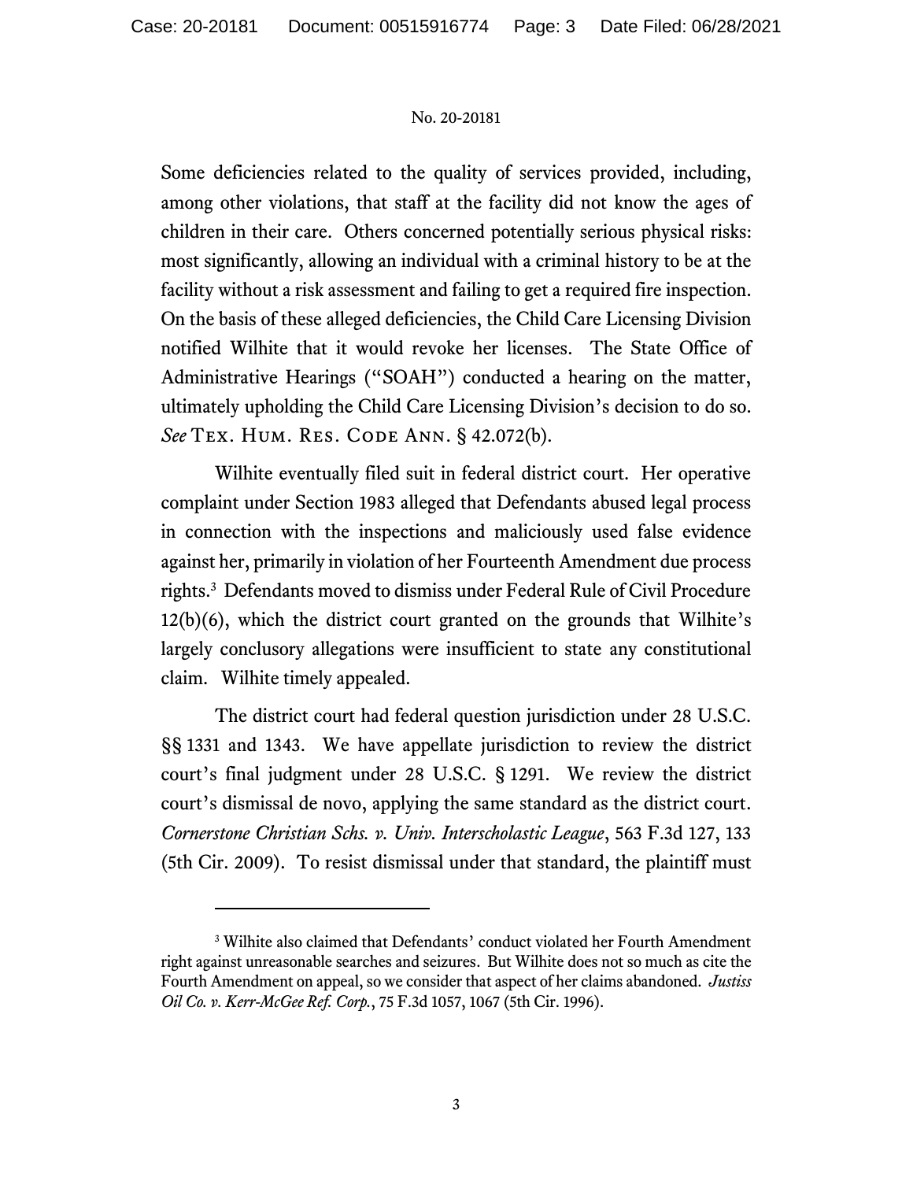Some deficiencies related to the quality of services provided, including, among other violations, that staff at the facility did not know the ages of children in their care. Others concerned potentially serious physical risks: most significantly, allowing an individual with a criminal history to be at the facility without a risk assessment and failing to get a required fire inspection. On the basis of these alleged deficiencies, the Child Care Licensing Division notified Wilhite that it would revoke her licenses. The State Office of Administrative Hearings ("SOAH") conducted a hearing on the matter, ultimately upholding the Child Care Licensing Division's decision to do so. *See* Tex. Hum. Res. Code Ann. § 42.072(b).

Wilhite eventually filed suit in federal district court. Her operative complaint under Section 1983 alleged that Defendants abused legal process in connection with the inspections and maliciously used false evidence against her, primarily in violation of her Fourteenth Amendment due process rights.[3] Defendants moved to dismiss under Federal Rule of Civil Procedure 12(b)(6), which the district court granted on the grounds that Wilhite's largely conclusory allegations were insufficient to state any constitutional claim. Wilhite timely appealed.

The district court had federal question jurisdiction under 28 U.S.C. §§ 1331 and 1343. We have appellate jurisdiction to review the district court's final judgment under 28 U.S.C. § 1291. We review the district court's dismissal de novo, applying the same standard as the district court. *Cornerstone Christian Schs. v. Univ. Interscholastic League*, 563 F.3d 127, 133 (5th Cir. 2009). To resist dismissal under that standard, the plaintiff must

---

[3] Wilhite also claimed that Defendants' conduct violated her Fourth Amendment right against unreasonable searches and seizures. But Wilhite does not so much as cite the Fourth Amendment on appeal, so we consider that aspect of her claims abandoned. *Justiss Oil Co. v. Kerr-McGee Ref. Corp.*, 75 F.3d 1057, 1067 (5th Cir. 1996).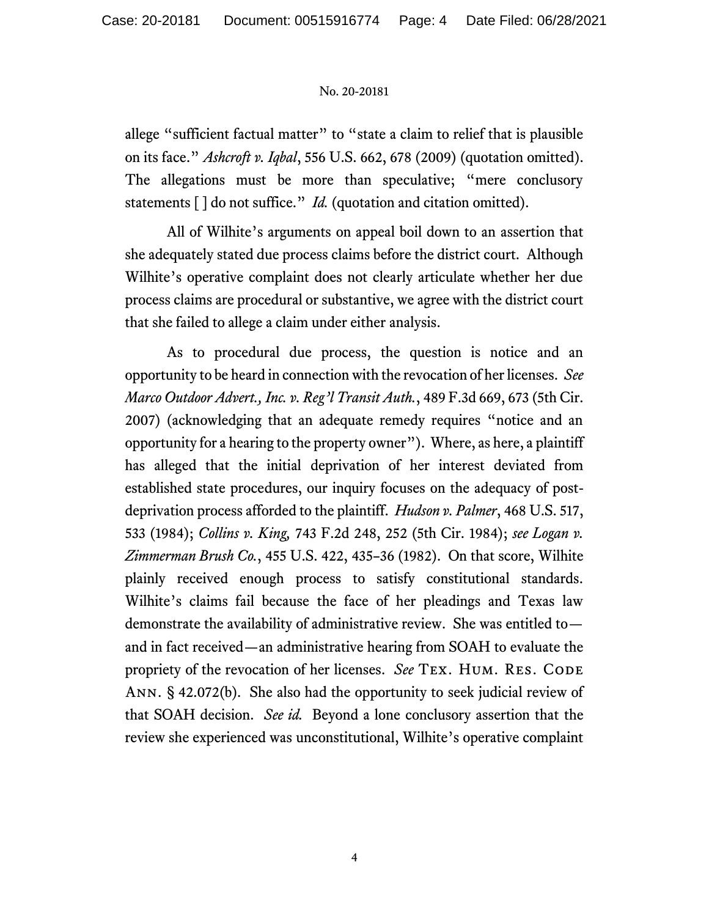allege "sufficient factual matter" to "state a claim to relief that is plausible on its face." *Ashcroft v. Iqbal*, 556 U.S. 662, 678 (2009) (quotation omitted). The allegations must be more than speculative; "mere conclusory statements [ ] do not suffice." *Id.* (quotation and citation omitted).

All of Wilhite's arguments on appeal boil down to an assertion that she adequately stated due process claims before the district court. Although Wilhite's operative complaint does not clearly articulate whether her due process claims are procedural or substantive, we agree with the district court that she failed to allege a claim under either analysis.

As to procedural due process, the question is notice and an opportunity to be heard in connection with the revocation of her licenses. *See Marco Outdoor Advert., Inc. v. Reg'l Transit Auth.*, 489 F.3d 669, 673 (5th Cir. 2007) (acknowledging that an adequate remedy requires "notice and an opportunity for a hearing to the property owner"). Where, as here, a plaintiff has alleged that the initial deprivation of her interest deviated from established state procedures, our inquiry focuses on the adequacy of post-deprivation process afforded to the plaintiff. *Hudson v. Palmer*, 468 U.S. 517, 533 (1984); *Collins v. King,* 743 F.2d 248, 252 (5th Cir. 1984); *see Logan v. Zimmerman Brush Co.*, 455 U.S. 422, 435–36 (1982). On that score, Wilhite plainly received enough process to satisfy constitutional standards. Wilhite's claims fail because the face of her pleadings and Texas law demonstrate the availability of administrative review. She was entitled to—and in fact received—an administrative hearing from SOAH to evaluate the propriety of the revocation of her licenses. *See* TEX. HUM. RES. CODE ANN. § 42.072(b). She also had the opportunity to seek judicial review of that SOAH decision. *See id.* Beyond a lone conclusory assertion that the review she experienced was unconstitutional, Wilhite's operative complaint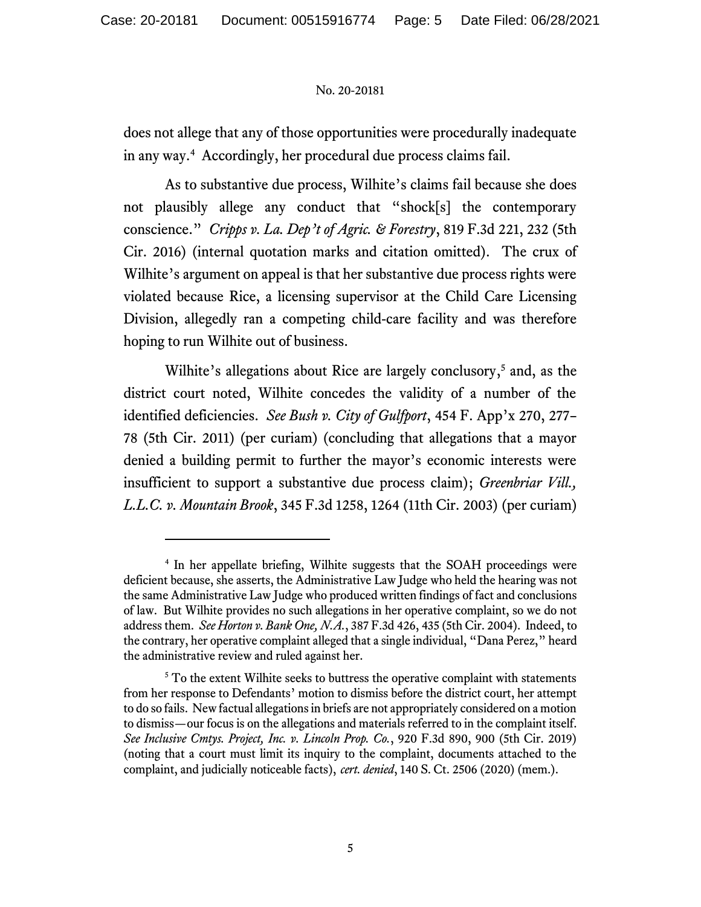does not allege that any of those opportunities were procedurally inadequate in any way.[4] Accordingly, her procedural due process claims fail.

As to substantive due process, Wilhite's claims fail because she does not plausibly allege any conduct that "shock[s] the contemporary conscience." *Cripps v. La. Dep't of Agric. & Forestry*, 819 F.3d 221, 232 (5th Cir. 2016) (internal quotation marks and citation omitted). The crux of Wilhite's argument on appeal is that her substantive due process rights were violated because Rice, a licensing supervisor at the Child Care Licensing Division, allegedly ran a competing child-care facility and was therefore hoping to run Wilhite out of business.

Wilhite's allegations about Rice are largely conclusory,[5] and, as the district court noted, Wilhite concedes the validity of a number of the identified deficiencies. *See Bush v. City of Gulfport*, 454 F. App'x 270, 277–78 (5th Cir. 2011) (per curiam) (concluding that allegations that a mayor denied a building permit to further the mayor's economic interests were insufficient to support a substantive due process claim); *Greenbriar Vill., L.L.C. v. Mountain Brook*, 345 F.3d 1258, 1264 (11th Cir. 2003) (per curiam)

---

[4] In her appellate briefing, Wilhite suggests that the SOAH proceedings were deficient because, she asserts, the Administrative Law Judge who held the hearing was not the same Administrative Law Judge who produced written findings of fact and conclusions of law. But Wilhite provides no such allegations in her operative complaint, so we do not address them. *See Horton v. Bank One, N.A.*, 387 F.3d 426, 435 (5th Cir. 2004). Indeed, to the contrary, her operative complaint alleged that a single individual, "Dana Perez," heard the administrative review and ruled against her.

[5] To the extent Wilhite seeks to buttress the operative complaint with statements from her response to Defendants' motion to dismiss before the district court, her attempt to do so fails. New factual allegations in briefs are not appropriately considered on a motion to dismiss—our focus is on the allegations and materials referred to in the complaint itself. *See Inclusive Cmtys. Project, Inc. v. Lincoln Prop. Co.*, 920 F.3d 890, 900 (5th Cir. 2019) (noting that a court must limit its inquiry to the complaint, documents attached to the complaint, and judicially noticeable facts), *cert. denied*, 140 S. Ct. 2506 (2020) (mem.).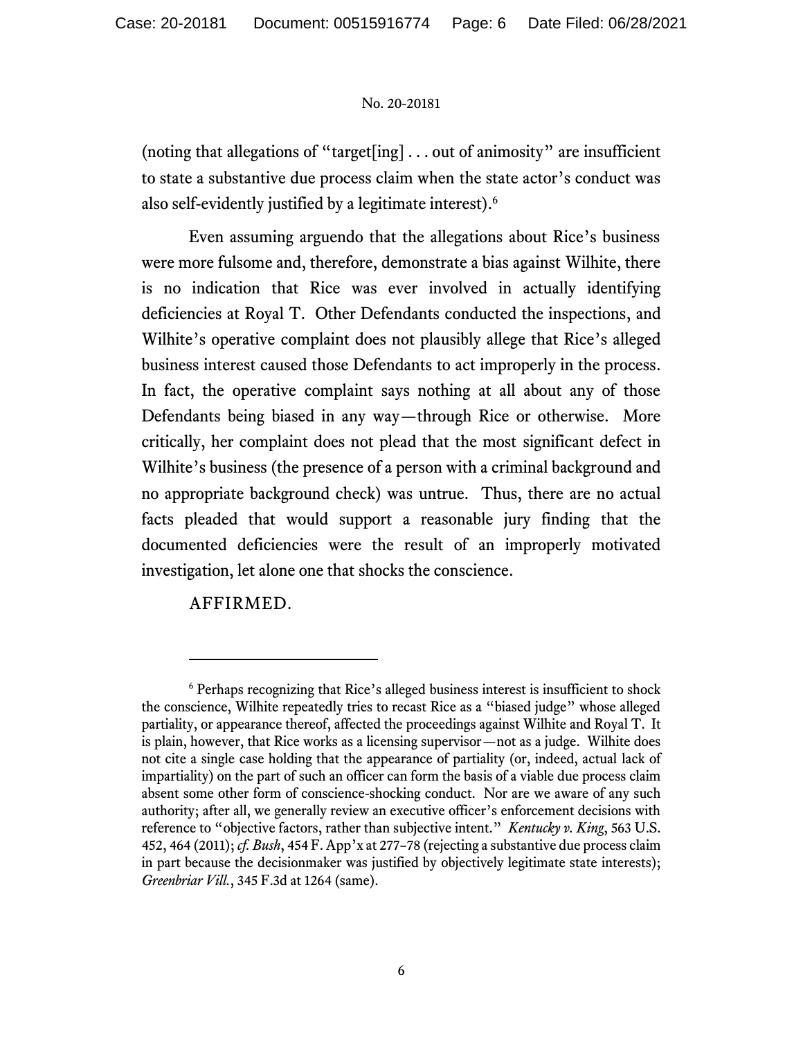(noting that allegations of "target[ing] . . . out of animosity" are insufficient to state a substantive due process claim when the state actor's conduct was also self-evidently justified by a legitimate interest).[6]

Even assuming arguendo that the allegations about Rice's business were more fulsome and, therefore, demonstrate a bias against Wilhite, there is no indication that Rice was ever involved in actually identifying deficiencies at Royal T. Other Defendants conducted the inspections, and Wilhite's operative complaint does not plausibly allege that Rice's alleged business interest caused those Defendants to act improperly in the process. In fact, the operative complaint says nothing at all about any of those Defendants being biased in any way—through Rice or otherwise. More critically, her complaint does not plead that the most significant defect in Wilhite's business (the presence of a person with a criminal background and no appropriate background check) was untrue. Thus, there are no actual facts pleaded that would support a reasonable jury finding that the documented deficiencies were the result of an improperly motivated investigation, let alone one that shocks the conscience.

AFFIRMED.

---

[6] Perhaps recognizing that Rice's alleged business interest is insufficient to shock the conscience, Wilhite repeatedly tries to recast Rice as a "biased judge" whose alleged partiality, or appearance thereof, affected the proceedings against Wilhite and Royal T. It is plain, however, that Rice works as a licensing supervisor—not as a judge. Wilhite does not cite a single case holding that the appearance of partiality (or, indeed, actual lack of impartiality) on the part of such an officer can form the basis of a viable due process claim absent some other form of conscience-shocking conduct. Nor are we aware of any such authority; after all, we generally review an executive officer's enforcement decisions with reference to "objective factors, rather than subjective intent." *Kentucky v. King*, 563 U.S. 452, 464 (2011); *cf. Bush*, 454 F. App'x at 277–78 (rejecting a substantive due process claim in part because the decisionmaker was justified by objectively legitimate state interests); *Greenbriar Vill.*, 345 F.3d at 1264 (same).